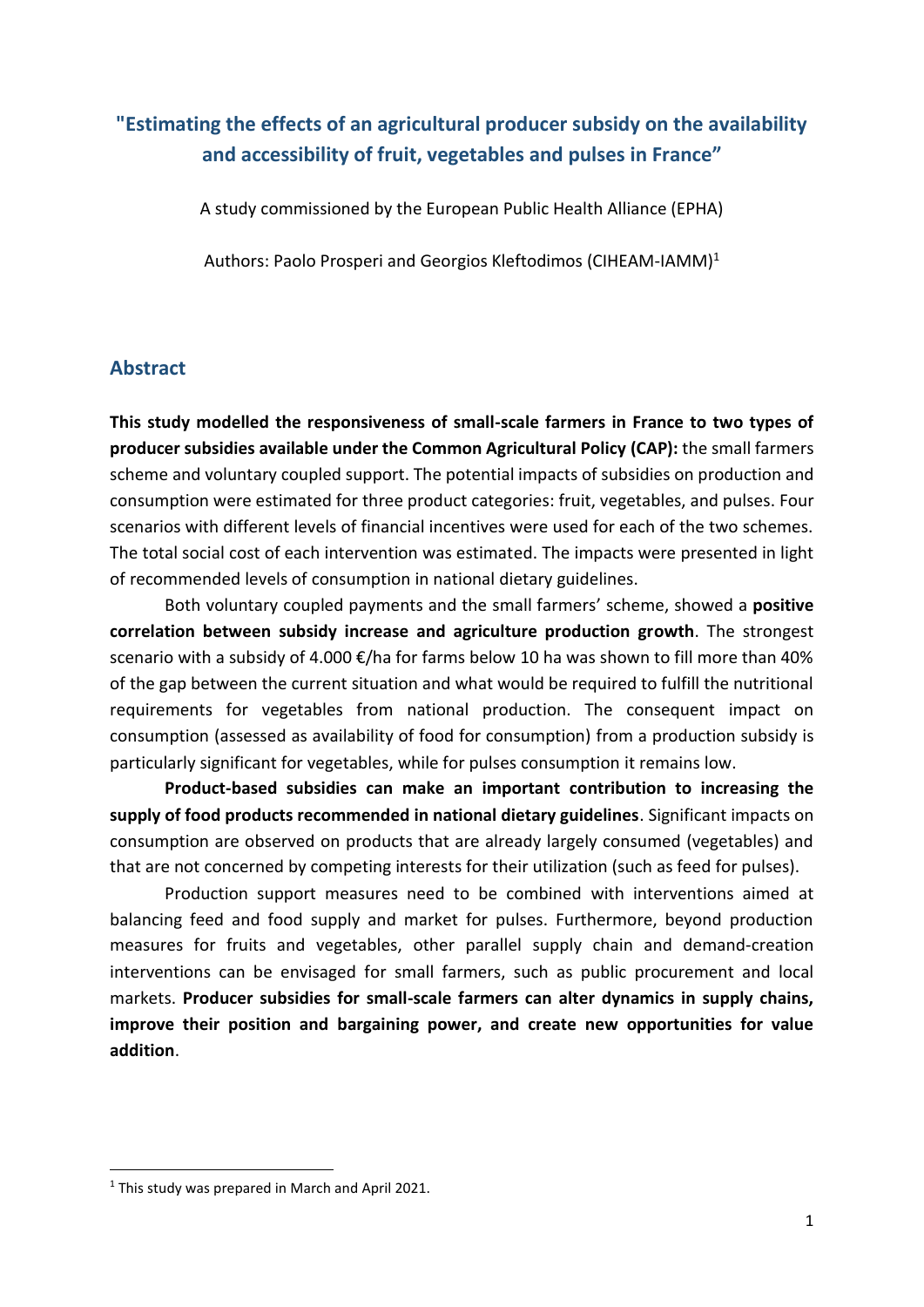# "Estimating the effects of an agricultural producer subsidy on the availability and accessibility of fruit, vegetables and pulses in France"

A study commissioned by the European Public Health Alliance (EPHA)

Authors: Paolo Prosperi and Georgios Kleftodimos (CIHEAM-IAMM)[1]

## Abstract

**This study modelled the responsiveness of small-scale farmers in France to two types of producer subsidies available under the Common Agricultural Policy (CAP):** the small farmers scheme and voluntary coupled support. The potential impacts of subsidies on production and consumption were estimated for three product categories: fruit, vegetables, and pulses. Four scenarios with different levels of financial incentives were used for each of the two schemes. The total social cost of each intervention was estimated. The impacts were presented in light of recommended levels of consumption in national dietary guidelines.

Both voluntary coupled payments and the small farmers' scheme, showed a **positive correlation between subsidy increase and agriculture production growth**. The strongest scenario with a subsidy of 4.000 €/ha for farms below 10 ha was shown to fill more than 40% of the gap between the current situation and what would be required to fulfill the nutritional requirements for vegetables from national production. The consequent impact on consumption (assessed as availability of food for consumption) from a production subsidy is particularly significant for vegetables, while for pulses consumption it remains low.

**Product-based subsidies can make an important contribution to increasing the supply of food products recommended in national dietary guidelines**. Significant impacts on consumption are observed on products that are already largely consumed (vegetables) and that are not concerned by competing interests for their utilization (such as feed for pulses).

Production support measures need to be combined with interventions aimed at balancing feed and food supply and market for pulses. Furthermore, beyond production measures for fruits and vegetables, other parallel supply chain and demand-creation interventions can be envisaged for small farmers, such as public procurement and local markets. **Producer subsidies for small-scale farmers can alter dynamics in supply chains, improve their position and bargaining power, and create new opportunities for value addition**.

---

[1] This study was prepared in March and April 2021.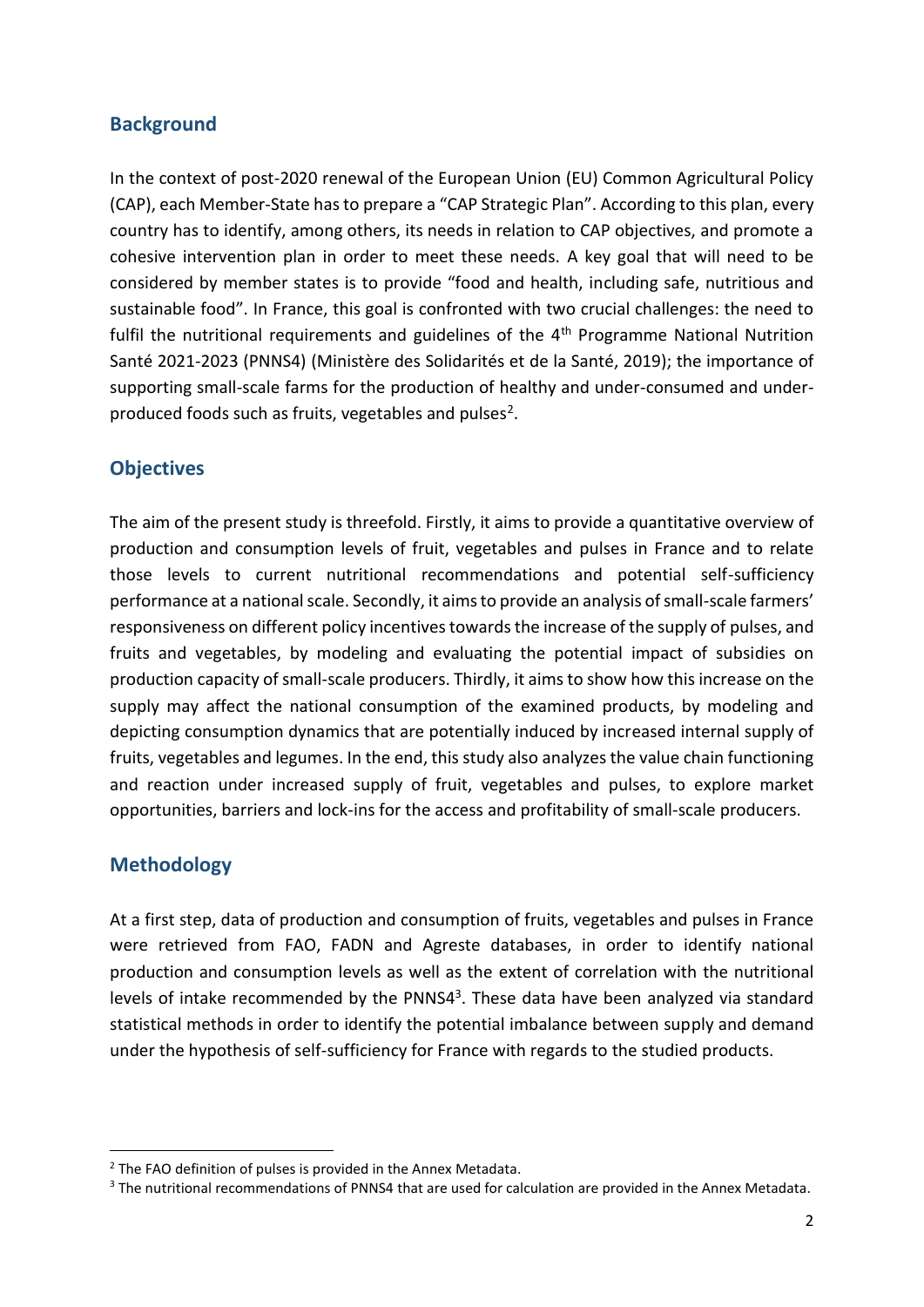## Background

In the context of post-2020 renewal of the European Union (EU) Common Agricultural Policy (CAP), each Member-State has to prepare a "CAP Strategic Plan". According to this plan, every country has to identify, among others, its needs in relation to CAP objectives, and promote a cohesive intervention plan in order to meet these needs. A key goal that will need to be considered by member states is to provide "food and health, including safe, nutritious and sustainable food". In France, this goal is confronted with two crucial challenges: the need to fulfil the nutritional requirements and guidelines of the 4th Programme National Nutrition Santé 2021-2023 (PNNS4) (Ministère des Solidarités et de la Santé, 2019); the importance of supporting small-scale farms for the production of healthy and under-consumed and under-produced foods such as fruits, vegetables and pulses[2].

## Objectives

The aim of the present study is threefold. Firstly, it aims to provide a quantitative overview of production and consumption levels of fruit, vegetables and pulses in France and to relate those levels to current nutritional recommendations and potential self-sufficiency performance at a national scale. Secondly, it aims to provide an analysis of small-scale farmers' responsiveness on different policy incentives towards the increase of the supply of pulses, and fruits and vegetables, by modeling and evaluating the potential impact of subsidies on production capacity of small-scale producers. Thirdly, it aims to show how this increase on the supply may affect the national consumption of the examined products, by modeling and depicting consumption dynamics that are potentially induced by increased internal supply of fruits, vegetables and legumes. In the end, this study also analyzes the value chain functioning and reaction under increased supply of fruit, vegetables and pulses, to explore market opportunities, barriers and lock-ins for the access and profitability of small-scale producers.

## Methodology

At a first step, data of production and consumption of fruits, vegetables and pulses in France were retrieved from FAO, FADN and Agreste databases, in order to identify national production and consumption levels as well as the extent of correlation with the nutritional levels of intake recommended by the PNNS4[3]. These data have been analyzed via standard statistical methods in order to identify the potential imbalance between supply and demand under the hypothesis of self-sufficiency for France with regards to the studied products.

[2] The FAO definition of pulses is provided in the Annex Metadata.

[3] The nutritional recommendations of PNNS4 that are used for calculation are provided in the Annex Metadata.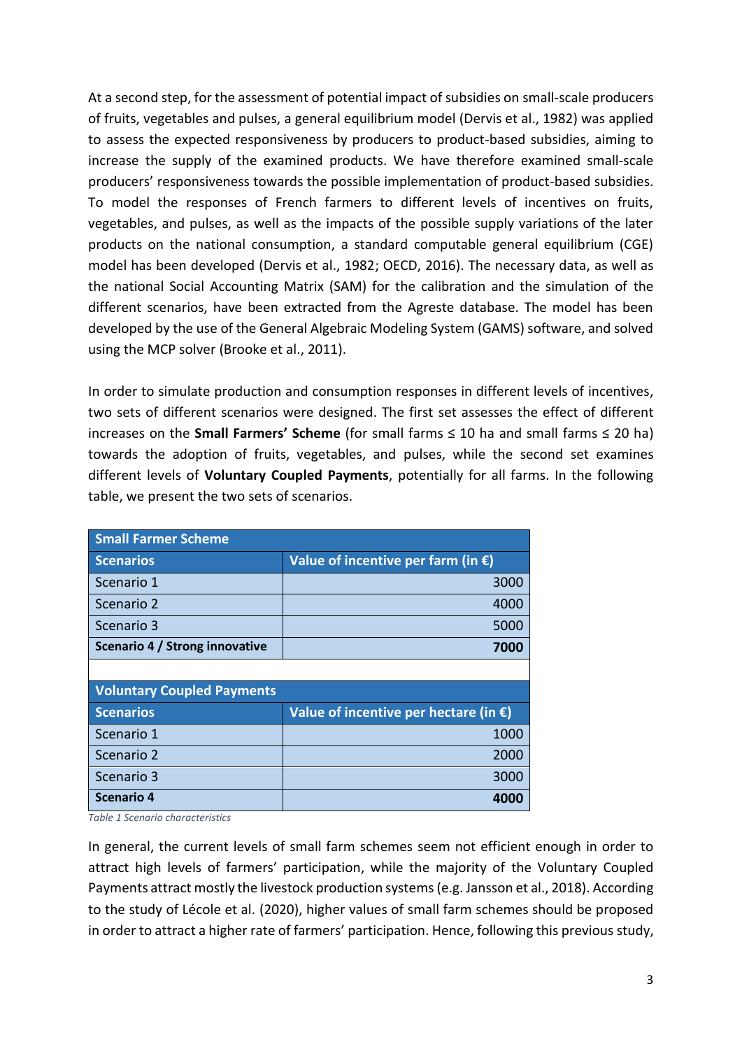At a second step, for the assessment of potential impact of subsidies on small-scale producers of fruits, vegetables and pulses, a general equilibrium model (Dervis et al., 1982) was applied to assess the expected responsiveness by producers to product-based subsidies, aiming to increase the supply of the examined products. We have therefore examined small-scale producers' responsiveness towards the possible implementation of product-based subsidies. To model the responses of French farmers to different levels of incentives on fruits, vegetables, and pulses, as well as the impacts of the possible supply variations of the later products on the national consumption, a standard computable general equilibrium (CGE) model has been developed (Dervis et al., 1982; OECD, 2016). The necessary data, as well as the national Social Accounting Matrix (SAM) for the calibration and the simulation of the different scenarios, have been extracted from the Agreste database. The model has been developed by the use of the General Algebraic Modeling System (GAMS) software, and solved using the MCP solver (Brooke et al., 2011).

In order to simulate production and consumption responses in different levels of incentives, two sets of different scenarios were designed. The first set assesses the effect of different increases on the **Small Farmers' Scheme** (for small farms ≤ 10 ha and small farms ≤ 20 ha) towards the adoption of fruits, vegetables, and pulses, while the second set examines different levels of **Voluntary Coupled Payments**, potentially for all farms. In the following table, we present the two sets of scenarios.

| **Small Farmer Scheme** | |
|---|---|
| **Scenarios** | **Value of incentive per farm (in €)** |
| Scenario 1 | 3000 |
| Scenario 2 | 4000 |
| Scenario 3 | 5000 |
| **Scenario 4 / Strong innovative** | **7000** |
| | |
| **Voluntary Coupled Payments** | |
| **Scenarios** | **Value of incentive per hectare (in €)** |
| Scenario 1 | 1000 |
| Scenario 2 | 2000 |
| Scenario 3 | 3000 |
| **Scenario 4** | **4000** |

*Table 1 Scenario characteristics*

In general, the current levels of small farm schemes seem not efficient enough in order to attract high levels of farmers' participation, while the majority of the Voluntary Coupled Payments attract mostly the livestock production systems (e.g. Jansson et al., 2018). According to the study of Lécole et al. (2020), higher values of small farm schemes should be proposed in order to attract a higher rate of farmers' participation. Hence, following this previous study,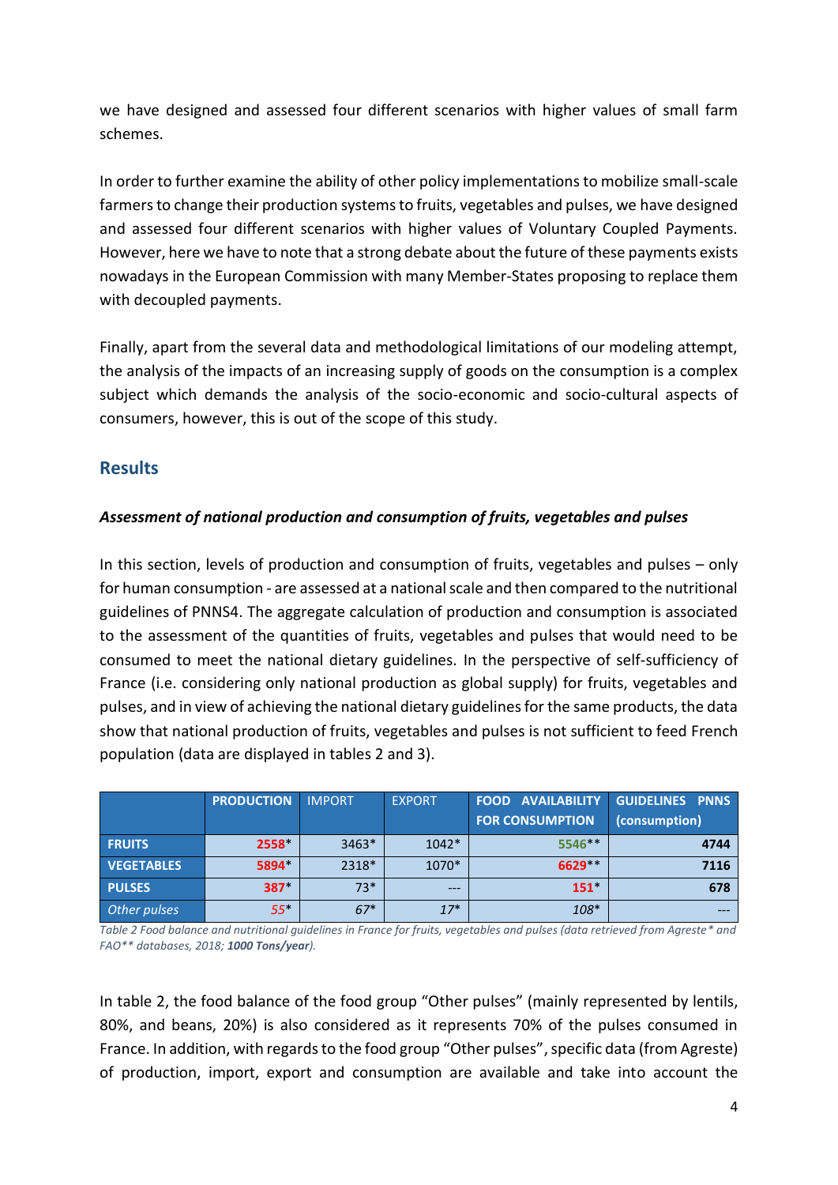we have designed and assessed four different scenarios with higher values of small farm schemes.

In order to further examine the ability of other policy implementations to mobilize small-scale farmers to change their production systems to fruits, vegetables and pulses, we have designed and assessed four different scenarios with higher values of Voluntary Coupled Payments. However, here we have to note that a strong debate about the future of these payments exists nowadays in the European Commission with many Member-States proposing to replace them with decoupled payments.

Finally, apart from the several data and methodological limitations of our modeling attempt, the analysis of the impacts of an increasing supply of goods on the consumption is a complex subject which demands the analysis of the socio-economic and socio-cultural aspects of consumers, however, this is out of the scope of this study.

## Results

### *Assessment of national production and consumption of fruits, vegetables and pulses*

In this section, levels of production and consumption of fruits, vegetables and pulses – only for human consumption - are assessed at a national scale and then compared to the nutritional guidelines of PNNS4. The aggregate calculation of production and consumption is associated to the assessment of the quantities of fruits, vegetables and pulses that would need to be consumed to meet the national dietary guidelines. In the perspective of self-sufficiency of France (i.e. considering only national production as global supply) for fruits, vegetables and pulses, and in view of achieving the national dietary guidelines for the same products, the data show that national production of fruits, vegetables and pulses is not sufficient to feed French population (data are displayed in tables 2 and 3).

| | **PRODUCTION** | IMPORT | EXPORT | **FOOD AVAILABILITY FOR CONSUMPTION** | **GUIDELINES PNNS (consumption)** |
|---|---|---|---|---|---|
| **FRUITS** | **2558**\* | 3463\* | 1042\* | 5546\*\* | **4744** |
| **VEGETABLES** | **5894**\* | 2318\* | 1070\* | **6629**\*\* | **7116** |
| **PULSES** | **387**\* | 73\* | --- | **151**\* | **678** |
| *Other pulses* | *55\** | *67\** | *17\** | *108\** | --- |

*Table 2 Food balance and nutritional guidelines in France for fruits, vegetables and pulses (data retrieved from Agreste\* and FAO\*\* databases, 2018; **1000 Tons/year**).*

In table 2, the food balance of the food group "Other pulses" (mainly represented by lentils, 80%, and beans, 20%) is also considered as it represents 70% of the pulses consumed in France. In addition, with regards to the food group "Other pulses", specific data (from Agreste) of production, import, export and consumption are available and take into account the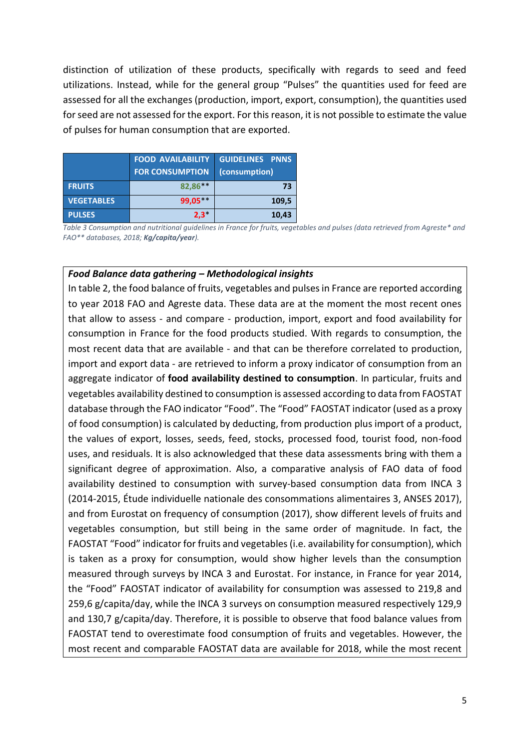distinction of utilization of these products, specifically with regards to seed and feed utilizations. Instead, while for the general group "Pulses" the quantities used for feed are assessed for all the exchanges (production, import, export, consumption), the quantities used for seed are not assessed for the export. For this reason, it is not possible to estimate the value of pulses for human consumption that are exported.

| | FOOD AVAILABILITY FOR CONSUMPTION | GUIDELINES PNNS (consumption) |
|---|---|---|
| FRUITS | 82,86** | 73 |
| VEGETABLES | 99,05** | 109,5 |
| PULSES | 2,3* | 10,43 |

*Table 3 Consumption and nutritional guidelines in France for fruits, vegetables and pulses (data retrieved from Agreste* and FAO** databases, 2018; **Kg/capita/year**).*

***Food Balance data gathering – Methodological insights***

In table 2, the food balance of fruits, vegetables and pulses in France are reported according to year 2018 FAO and Agreste data. These data are at the moment the most recent ones that allow to assess - and compare - production, import, export and food availability for consumption in France for the food products studied. With regards to consumption, the most recent data that are available - and that can be therefore correlated to production, import and export data - are retrieved to inform a proxy indicator of consumption from an aggregate indicator of **food availability destined to consumption**. In particular, fruits and vegetables availability destined to consumption is assessed according to data from FAOSTAT database through the FAO indicator "Food". The "Food" FAOSTAT indicator (used as a proxy of food consumption) is calculated by deducting, from production plus import of a product, the values of export, losses, seeds, feed, stocks, processed food, tourist food, non-food uses, and residuals. It is also acknowledged that these data assessments bring with them a significant degree of approximation. Also, a comparative analysis of FAO data of food availability destined to consumption with survey-based consumption data from INCA 3 (2014-2015, Étude individuelle nationale des consommations alimentaires 3, ANSES 2017), and from Eurostat on frequency of consumption (2017), show different levels of fruits and vegetables consumption, but still being in the same order of magnitude. In fact, the FAOSTAT "Food" indicator for fruits and vegetables (i.e. availability for consumption), which is taken as a proxy for consumption, would show higher levels than the consumption measured through surveys by INCA 3 and Eurostat. For instance, in France for year 2014, the "Food" FAOSTAT indicator of availability for consumption was assessed to 219,8 and 259,6 g/capita/day, while the INCA 3 surveys on consumption measured respectively 129,9 and 130,7 g/capita/day. Therefore, it is possible to observe that food balance values from FAOSTAT tend to overestimate food consumption of fruits and vegetables. However, the most recent and comparable FAOSTAT data are available for 2018, while the most recent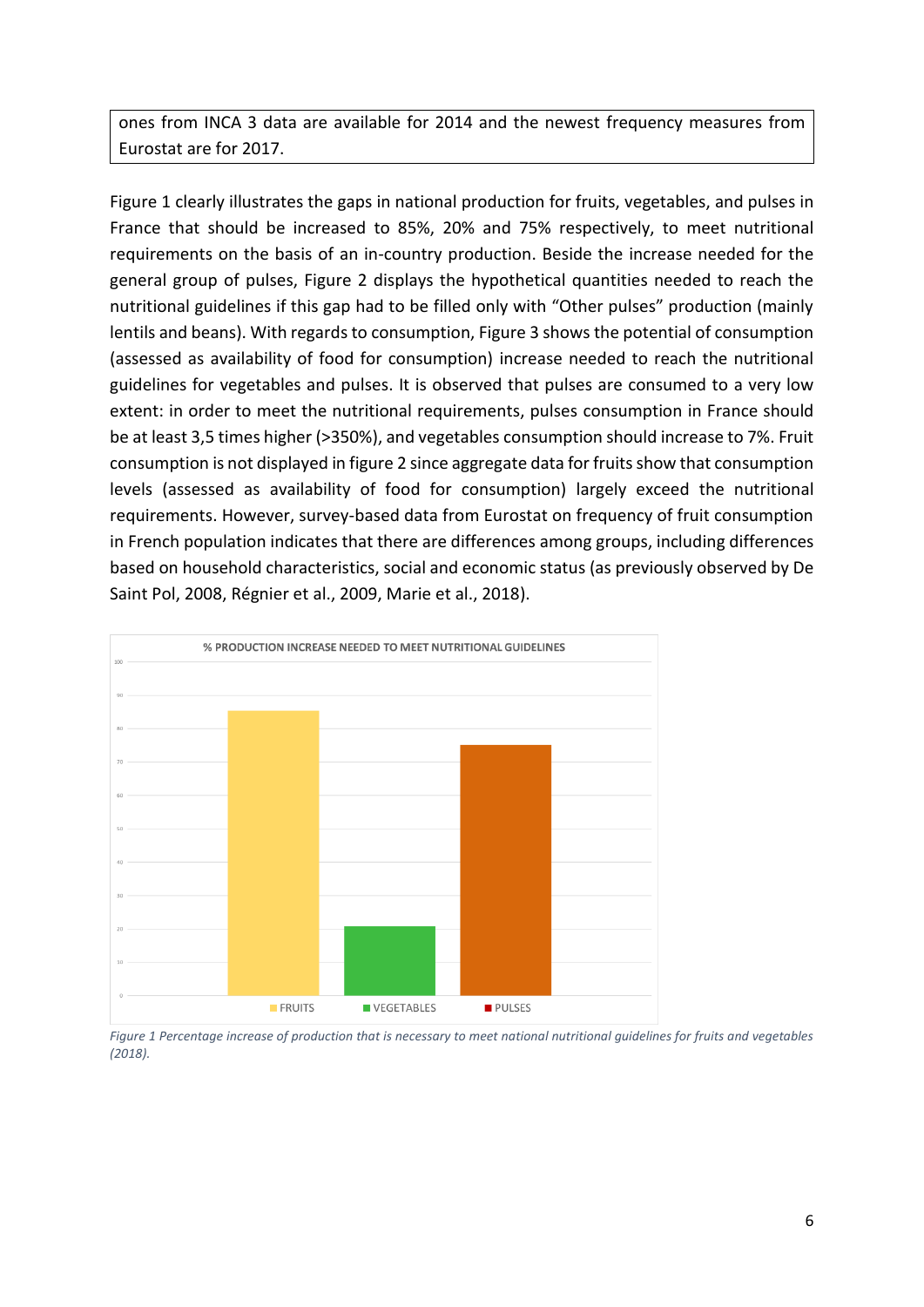ones from INCA 3 data are available for 2014 and the newest frequency measures from Eurostat are for 2017.

Figure 1 clearly illustrates the gaps in national production for fruits, vegetables, and pulses in France that should be increased to 85%, 20% and 75% respectively, to meet nutritional requirements on the basis of an in-country production. Beside the increase needed for the general group of pulses, Figure 2 displays the hypothetical quantities needed to reach the nutritional guidelines if this gap had to be filled only with "Other pulses" production (mainly lentils and beans). With regards to consumption, Figure 3 shows the potential of consumption (assessed as availability of food for consumption) increase needed to reach the nutritional guidelines for vegetables and pulses. It is observed that pulses are consumed to a very low extent: in order to meet the nutritional requirements, pulses consumption in France should be at least 3,5 times higher (>350%), and vegetables consumption should increase to 7%. Fruit consumption is not displayed in figure 2 since aggregate data for fruits show that consumption levels (assessed as availability of food for consumption) largely exceed the nutritional requirements. However, survey-based data from Eurostat on frequency of fruit consumption in French population indicates that there are differences among groups, including differences based on household characteristics, social and economic status (as previously observed by De Saint Pol, 2008, Régnier et al., 2009, Marie et al., 2018).

*Figure 1 Percentage increase of production that is necessary to meet national nutritional guidelines for fruits and vegetables (2018).*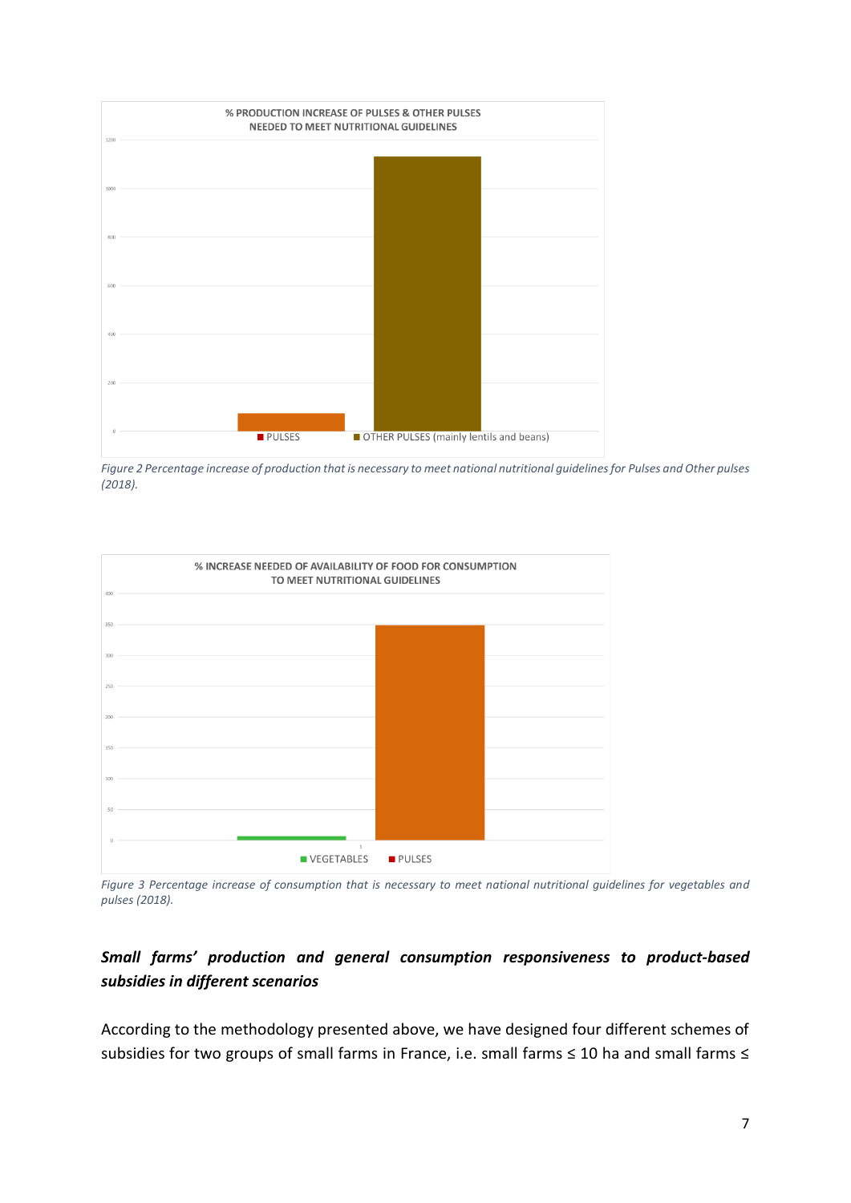Figure 2 Percentage increase of production that is necessary to meet national nutritional guidelines for Pulses and Other pulses (2018).

Figure 3 Percentage increase of consumption that is necessary to meet national nutritional guidelines for vegetables and pulses (2018).

### *Small farms' production and general consumption responsiveness to product-based subsidies in different scenarios*

According to the methodology presented above, we have designed four different schemes of subsidies for two groups of small farms in France, i.e. small farms ≤ 10 ha and small farms ≤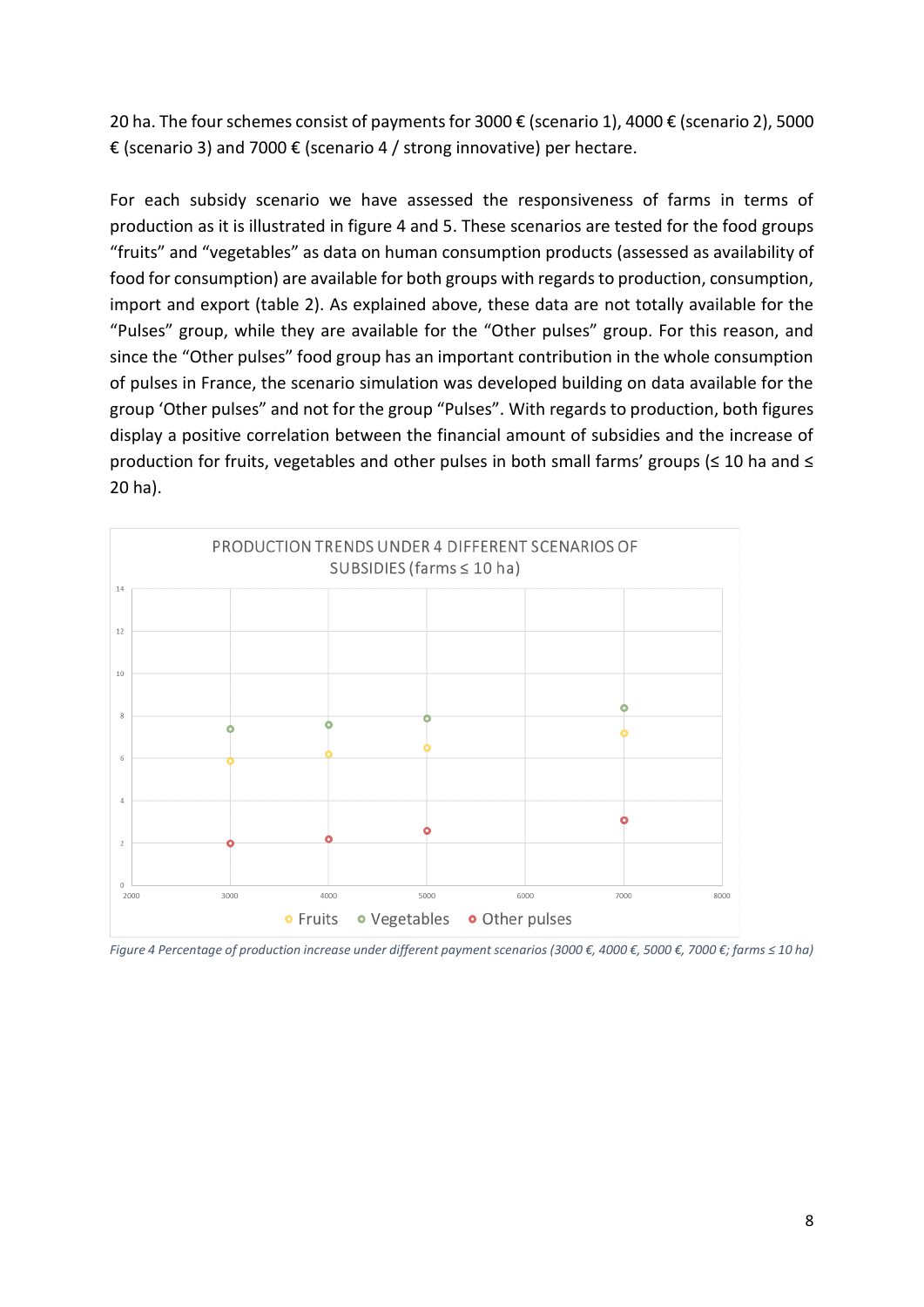20 ha. The four schemes consist of payments for 3000 € (scenario 1), 4000 € (scenario 2), 5000 € (scenario 3) and 7000 € (scenario 4 / strong innovative) per hectare.

For each subsidy scenario we have assessed the responsiveness of farms in terms of production as it is illustrated in figure 4 and 5. These scenarios are tested for the food groups "fruits" and "vegetables" as data on human consumption products (assessed as availability of food for consumption) are available for both groups with regards to production, consumption, import and export (table 2). As explained above, these data are not totally available for the "Pulses" group, while they are available for the "Other pulses" group. For this reason, and since the "Other pulses" food group has an important contribution in the whole consumption of pulses in France, the scenario simulation was developed building on data available for the group 'Other pulses" and not for the group "Pulses". With regards to production, both figures display a positive correlation between the financial amount of subsidies and the increase of production for fruits, vegetables and other pulses in both small farms' groups (≤ 10 ha and ≤ 20 ha).

PRODUCTION TRENDS UNDER 4 DIFFERENT SCENARIOS OF SUBSIDIES (farms ≤ 10 ha)

*Figure 4 Percentage of production increase under different payment scenarios (3000 €, 4000 €, 5000 €, 7000 €; farms ≤ 10 ha)*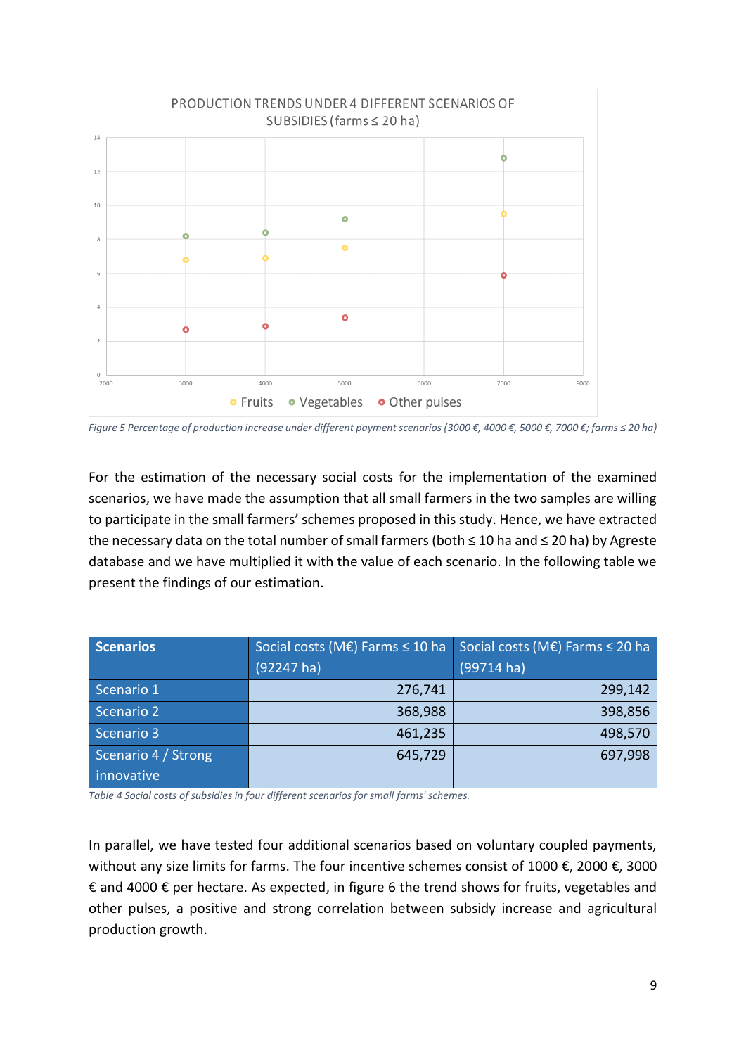Figure 5 Percentage of production increase under different payment scenarios (3000 €, 4000 €, 5000 €, 7000 €; farms ≤ 20 ha)

For the estimation of the necessary social costs for the implementation of the examined scenarios, we have made the assumption that all small farmers in the two samples are willing to participate in the small farmers' schemes proposed in this study. Hence, we have extracted the necessary data on the total number of small farmers (both ≤ 10 ha and ≤ 20 ha) by Agreste database and we have multiplied it with the value of each scenario. In the following table we present the findings of our estimation.

| Scenarios | Social costs (M€) Farms ≤ 10 ha (92247 ha) | Social costs (M€) Farms ≤ 20 ha (99714 ha) |
|---|---|---|
| Scenario 1 | 276,741 | 299,142 |
| Scenario 2 | 368,988 | 398,856 |
| Scenario 3 | 461,235 | 498,570 |
| Scenario 4 / Strong innovative | 645,729 | 697,998 |

*Table 4 Social costs of subsidies in four different scenarios for small farms' schemes.*

In parallel, we have tested four additional scenarios based on voluntary coupled payments, without any size limits for farms. The four incentive schemes consist of 1000 €, 2000 €, 3000 € and 4000 € per hectare. As expected, in figure 6 the trend shows for fruits, vegetables and other pulses, a positive and strong correlation between subsidy increase and agricultural production growth.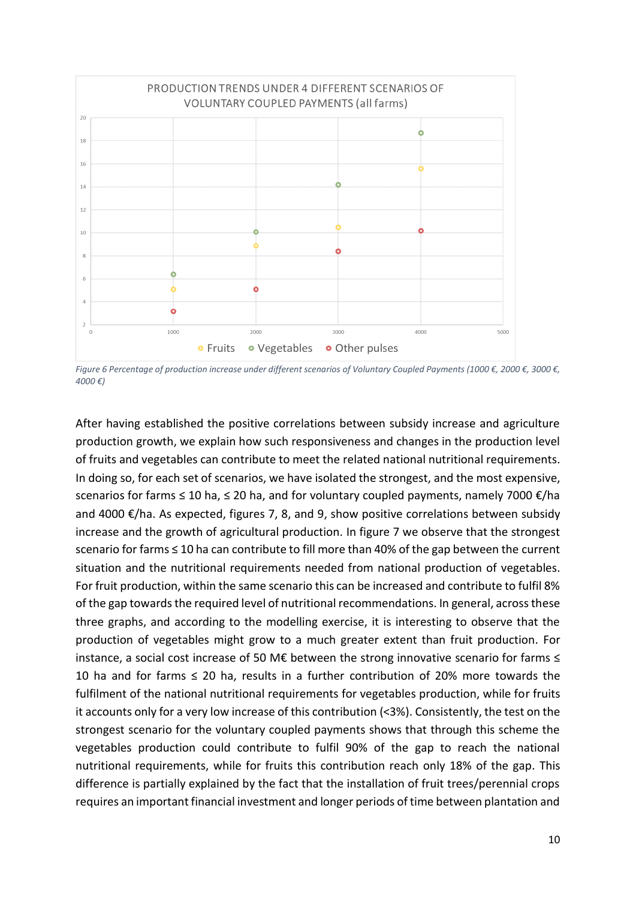*Figure 6 Percentage of production increase under different scenarios of Voluntary Coupled Payments (1000 €, 2000 €, 3000 €, 4000 €)*

After having established the positive correlations between subsidy increase and agriculture production growth, we explain how such responsiveness and changes in the production level of fruits and vegetables can contribute to meet the related national nutritional requirements. In doing so, for each set of scenarios, we have isolated the strongest, and the most expensive, scenarios for farms ≤ 10 ha, ≤ 20 ha, and for voluntary coupled payments, namely 7000 €/ha and 4000 €/ha. As expected, figures 7, 8, and 9, show positive correlations between subsidy increase and the growth of agricultural production. In figure 7 we observe that the strongest scenario for farms ≤ 10 ha can contribute to fill more than 40% of the gap between the current situation and the nutritional requirements needed from national production of vegetables. For fruit production, within the same scenario this can be increased and contribute to fulfil 8% of the gap towards the required level of nutritional recommendations. In general, across these three graphs, and according to the modelling exercise, it is interesting to observe that the production of vegetables might grow to a much greater extent than fruit production. For instance, a social cost increase of 50 M€ between the strong innovative scenario for farms ≤ 10 ha and for farms ≤ 20 ha, results in a further contribution of 20% more towards the fulfilment of the national nutritional requirements for vegetables production, while for fruits it accounts only for a very low increase of this contribution (<3%). Consistently, the test on the strongest scenario for the voluntary coupled payments shows that through this scheme the vegetables production could contribute to fulfil 90% of the gap to reach the national nutritional requirements, while for fruits this contribution reach only 18% of the gap. This difference is partially explained by the fact that the installation of fruit trees/perennial crops requires an important financial investment and longer periods of time between plantation and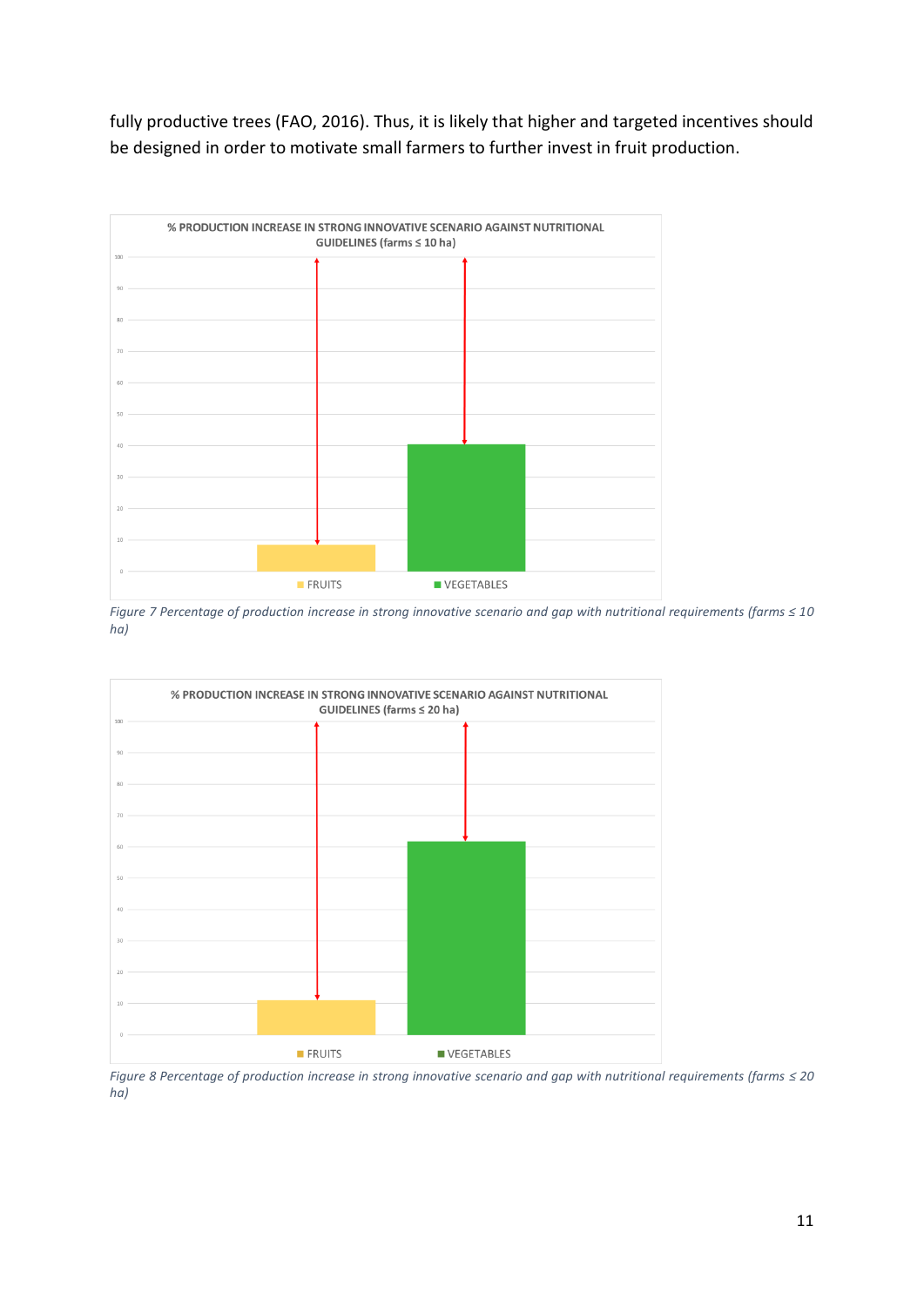fully productive trees (FAO, 2016). Thus, it is likely that higher and targeted incentives should be designed in order to motivate small farmers to further invest in fruit production.

*Figure 7 Percentage of production increase in strong innovative scenario and gap with nutritional requirements (farms ≤ 10 ha)*

*Figure 8 Percentage of production increase in strong innovative scenario and gap with nutritional requirements (farms ≤ 20 ha)*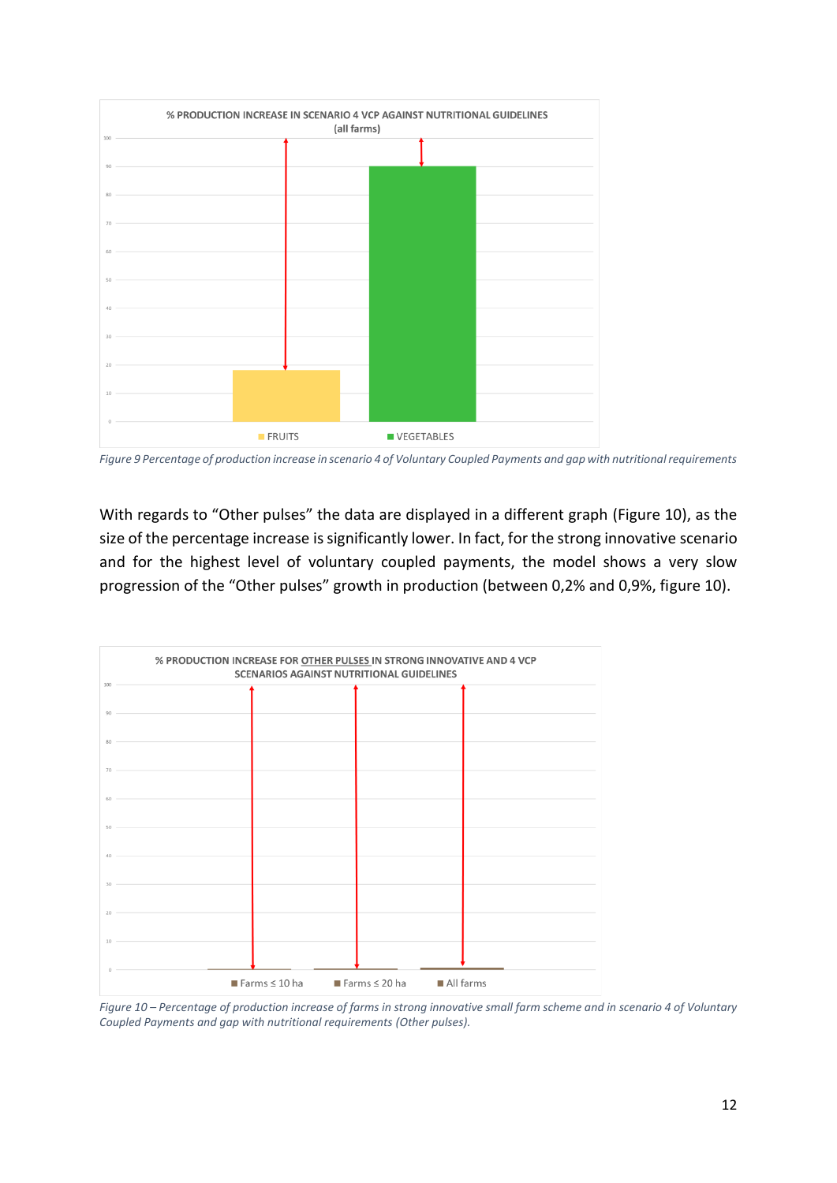Figure 9 Percentage of production increase in scenario 4 of Voluntary Coupled Payments and gap with nutritional requirements

With regards to "Other pulses" the data are displayed in a different graph (Figure 10), as the size of the percentage increase is significantly lower. In fact, for the strong innovative scenario and for the highest level of voluntary coupled payments, the model shows a very slow progression of the "Other pulses" growth in production (between 0,2% and 0,9%, figure 10).

Figure 10 – Percentage of production increase of farms in strong innovative small farm scheme and in scenario 4 of Voluntary Coupled Payments and gap with nutritional requirements (Other pulses).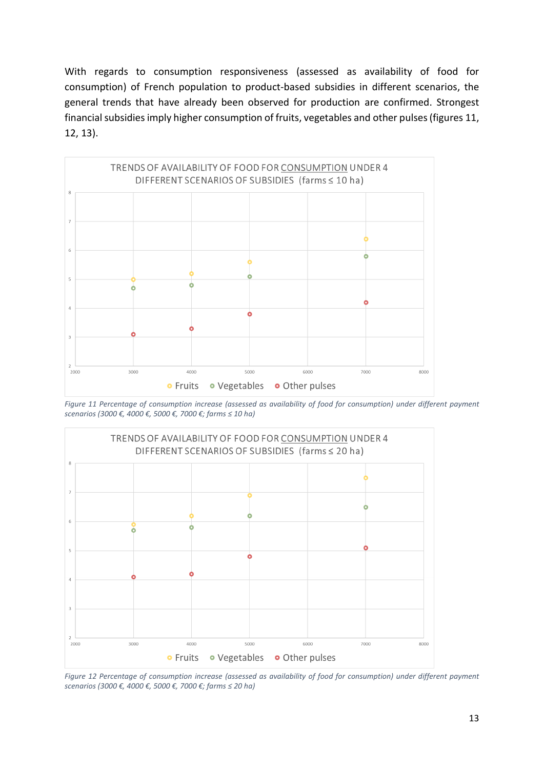With regards to consumption responsiveness (assessed as availability of food for consumption) of French population to product-based subsidies in different scenarios, the general trends that have already been observed for production are confirmed. Strongest financial subsidies imply higher consumption of fruits, vegetables and other pulses (figures 11, 12, 13).

*Figure 11 Percentage of consumption increase (assessed as availability of food for consumption) under different payment scenarios (3000 €, 4000 €, 5000 €, 7000 €; farms ≤ 10 ha)*

*Figure 12 Percentage of consumption increase (assessed as availability of food for consumption) under different payment scenarios (3000 €, 4000 €, 5000 €, 7000 €; farms ≤ 20 ha)*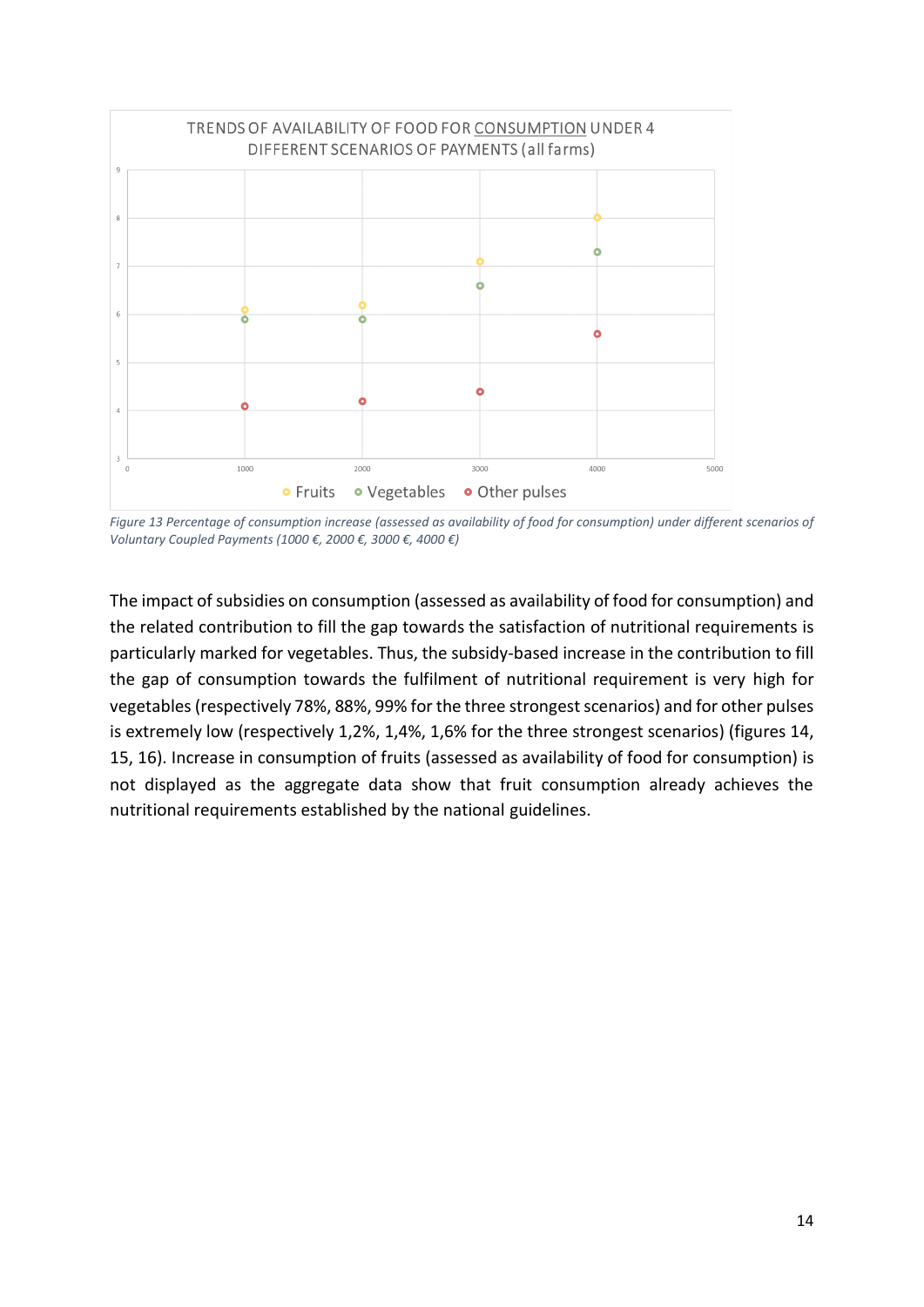TRENDS OF AVAILABILITY OF FOOD FOR CONSUMPTION UNDER 4 DIFFERENT SCENARIOS OF PAYMENTS (all farms)

*Figure 13 Percentage of consumption increase (assessed as availability of food for consumption) under different scenarios of Voluntary Coupled Payments (1000 €, 2000 €, 3000 €, 4000 €)*

The impact of subsidies on consumption (assessed as availability of food for consumption) and the related contribution to fill the gap towards the satisfaction of nutritional requirements is particularly marked for vegetables. Thus, the subsidy-based increase in the contribution to fill the gap of consumption towards the fulfilment of nutritional requirement is very high for vegetables (respectively 78%, 88%, 99% for the three strongest scenarios) and for other pulses is extremely low (respectively 1,2%, 1,4%, 1,6% for the three strongest scenarios) (figures 14, 15, 16). Increase in consumption of fruits (assessed as availability of food for consumption) is not displayed as the aggregate data show that fruit consumption already achieves the nutritional requirements established by the national guidelines.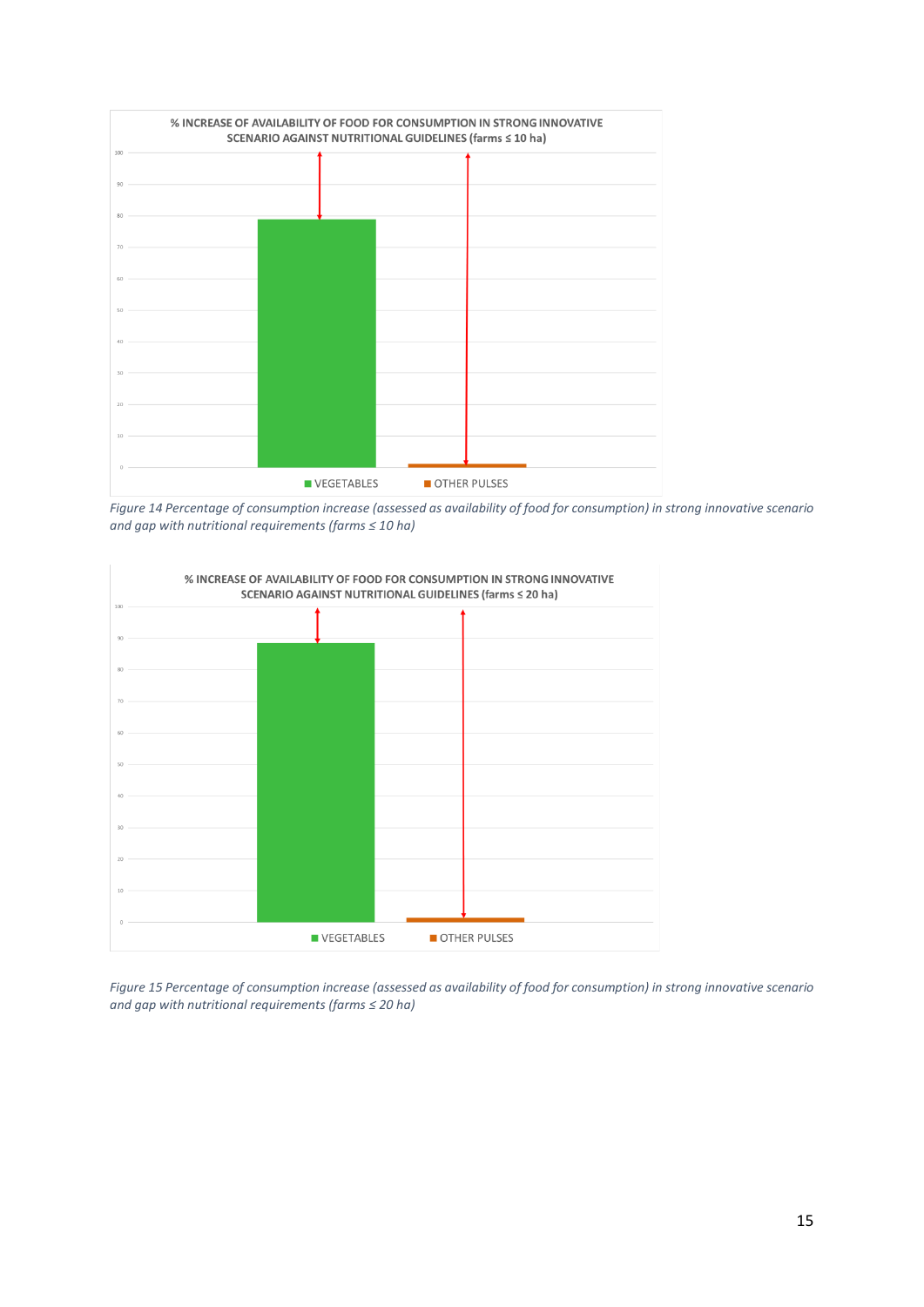% INCREASE OF AVAILABILITY OF FOOD FOR CONSUMPTION IN STRONG INNOVATIVE SCENARIO AGAINST NUTRITIONAL GUIDELINES (farms ≤ 10 ha)

*Figure 14 Percentage of consumption increase (assessed as availability of food for consumption) in strong innovative scenario and gap with nutritional requirements (farms ≤ 10 ha)*

% INCREASE OF AVAILABILITY OF FOOD FOR CONSUMPTION IN STRONG INNOVATIVE SCENARIO AGAINST NUTRITIONAL GUIDELINES (farms ≤ 20 ha)

*Figure 15 Percentage of consumption increase (assessed as availability of food for consumption) in strong innovative scenario and gap with nutritional requirements (farms ≤ 20 ha)*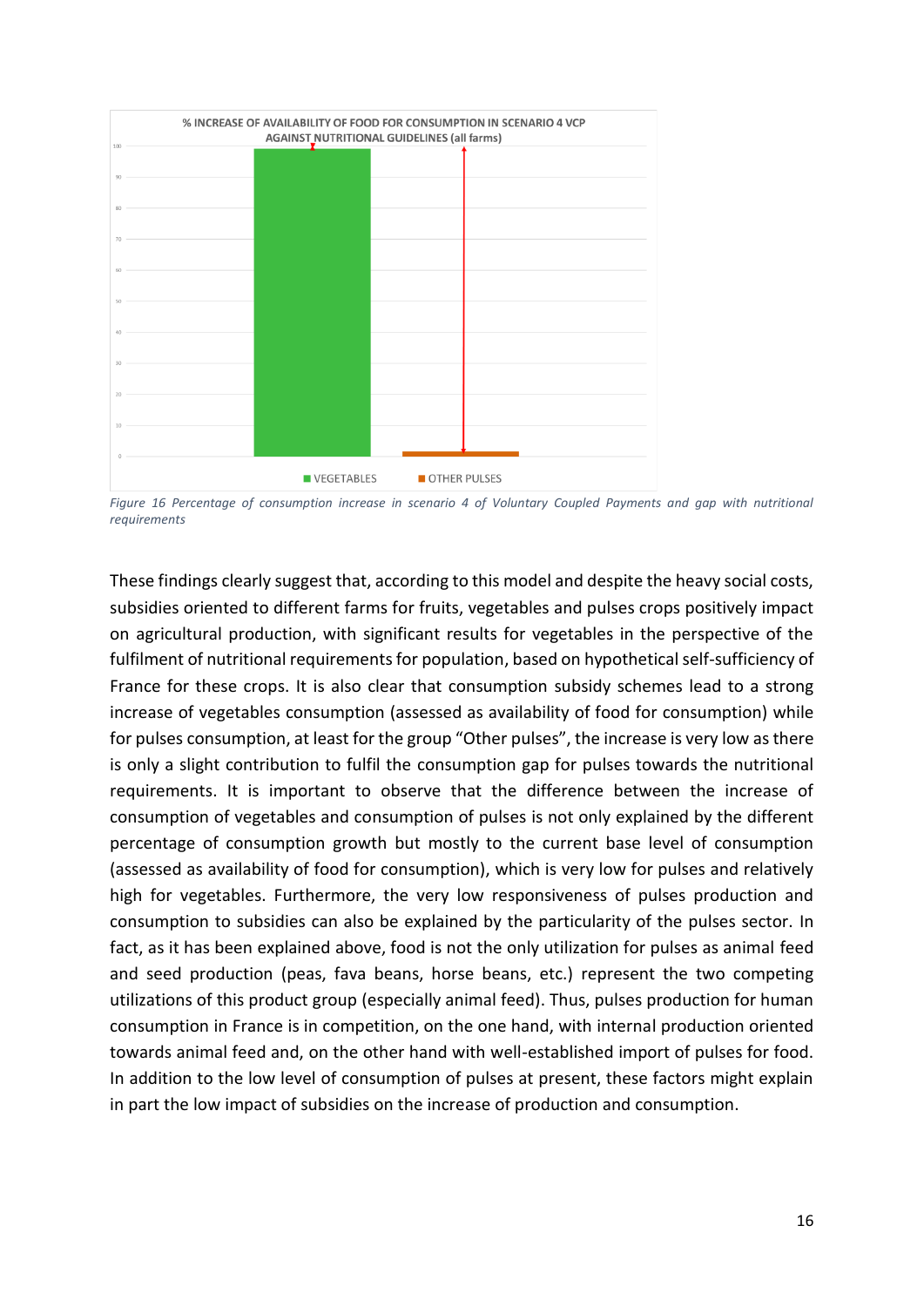**% INCREASE OF AVAILABILITY OF FOOD FOR CONSUMPTION IN SCENARIO 4 VCP AGAINST NUTRITIONAL GUIDELINES (all farms)**

*Figure 16 Percentage of consumption increase in scenario 4 of Voluntary Coupled Payments and gap with nutritional requirements*

These findings clearly suggest that, according to this model and despite the heavy social costs, subsidies oriented to different farms for fruits, vegetables and pulses crops positively impact on agricultural production, with significant results for vegetables in the perspective of the fulfilment of nutritional requirements for population, based on hypothetical self-sufficiency of France for these crops. It is also clear that consumption subsidy schemes lead to a strong increase of vegetables consumption (assessed as availability of food for consumption) while for pulses consumption, at least for the group "Other pulses", the increase is very low as there is only a slight contribution to fulfil the consumption gap for pulses towards the nutritional requirements. It is important to observe that the difference between the increase of consumption of vegetables and consumption of pulses is not only explained by the different percentage of consumption growth but mostly to the current base level of consumption (assessed as availability of food for consumption), which is very low for pulses and relatively high for vegetables. Furthermore, the very low responsiveness of pulses production and consumption to subsidies can also be explained by the particularity of the pulses sector. In fact, as it has been explained above, food is not the only utilization for pulses as animal feed and seed production (peas, fava beans, horse beans, etc.) represent the two competing utilizations of this product group (especially animal feed). Thus, pulses production for human consumption in France is in competition, on the one hand, with internal production oriented towards animal feed and, on the other hand with well-established import of pulses for food. In addition to the low level of consumption of pulses at present, these factors might explain in part the low impact of subsidies on the increase of production and consumption.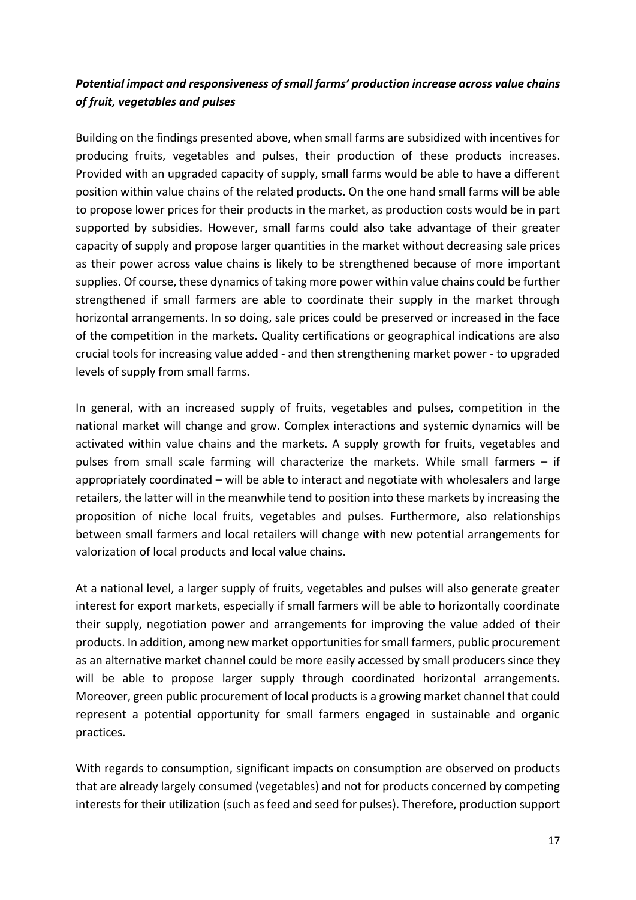***Potential impact and responsiveness of small farms' production increase across value chains of fruit, vegetables and pulses***

Building on the findings presented above, when small farms are subsidized with incentives for producing fruits, vegetables and pulses, their production of these products increases. Provided with an upgraded capacity of supply, small farms would be able to have a different position within value chains of the related products. On the one hand small farms will be able to propose lower prices for their products in the market, as production costs would be in part supported by subsidies. However, small farms could also take advantage of their greater capacity of supply and propose larger quantities in the market without decreasing sale prices as their power across value chains is likely to be strengthened because of more important supplies. Of course, these dynamics of taking more power within value chains could be further strengthened if small farmers are able to coordinate their supply in the market through horizontal arrangements. In so doing, sale prices could be preserved or increased in the face of the competition in the markets. Quality certifications or geographical indications are also crucial tools for increasing value added - and then strengthening market power - to upgraded levels of supply from small farms.

In general, with an increased supply of fruits, vegetables and pulses, competition in the national market will change and grow. Complex interactions and systemic dynamics will be activated within value chains and the markets. A supply growth for fruits, vegetables and pulses from small scale farming will characterize the markets. While small farmers – if appropriately coordinated – will be able to interact and negotiate with wholesalers and large retailers, the latter will in the meanwhile tend to position into these markets by increasing the proposition of niche local fruits, vegetables and pulses. Furthermore, also relationships between small farmers and local retailers will change with new potential arrangements for valorization of local products and local value chains.

At a national level, a larger supply of fruits, vegetables and pulses will also generate greater interest for export markets, especially if small farmers will be able to horizontally coordinate their supply, negotiation power and arrangements for improving the value added of their products. In addition, among new market opportunities for small farmers, public procurement as an alternative market channel could be more easily accessed by small producers since they will be able to propose larger supply through coordinated horizontal arrangements. Moreover, green public procurement of local products is a growing market channel that could represent a potential opportunity for small farmers engaged in sustainable and organic practices.

With regards to consumption, significant impacts on consumption are observed on products that are already largely consumed (vegetables) and not for products concerned by competing interests for their utilization (such as feed and seed for pulses). Therefore, production support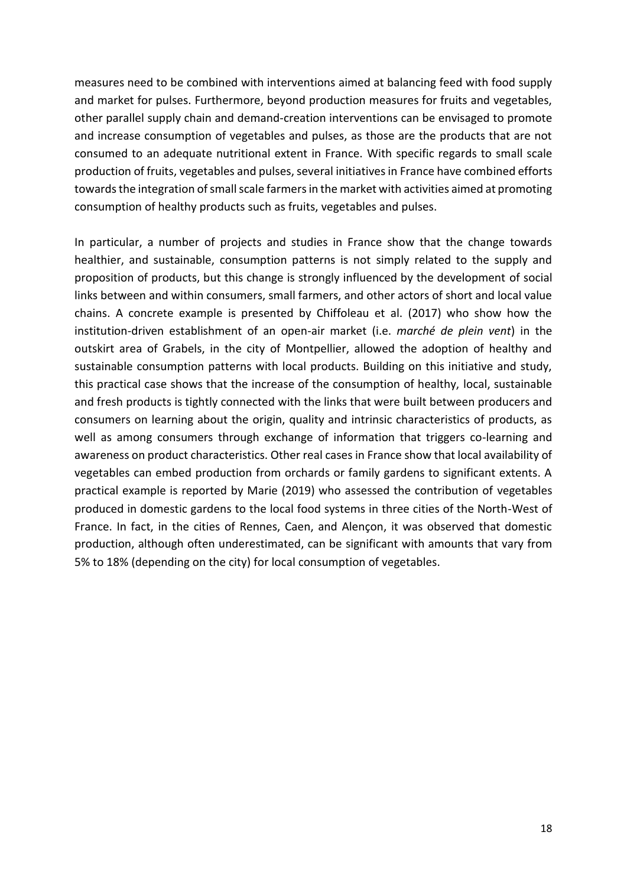measures need to be combined with interventions aimed at balancing feed with food supply and market for pulses. Furthermore, beyond production measures for fruits and vegetables, other parallel supply chain and demand-creation interventions can be envisaged to promote and increase consumption of vegetables and pulses, as those are the products that are not consumed to an adequate nutritional extent in France. With specific regards to small scale production of fruits, vegetables and pulses, several initiatives in France have combined efforts towards the integration of small scale farmers in the market with activities aimed at promoting consumption of healthy products such as fruits, vegetables and pulses.

In particular, a number of projects and studies in France show that the change towards healthier, and sustainable, consumption patterns is not simply related to the supply and proposition of products, but this change is strongly influenced by the development of social links between and within consumers, small farmers, and other actors of short and local value chains. A concrete example is presented by Chiffoleau et al. (2017) who show how the institution-driven establishment of an open-air market (i.e. *marché de plein vent*) in the outskirt area of Grabels, in the city of Montpellier, allowed the adoption of healthy and sustainable consumption patterns with local products. Building on this initiative and study, this practical case shows that the increase of the consumption of healthy, local, sustainable and fresh products is tightly connected with the links that were built between producers and consumers on learning about the origin, quality and intrinsic characteristics of products, as well as among consumers through exchange of information that triggers co-learning and awareness on product characteristics. Other real cases in France show that local availability of vegetables can embed production from orchards or family gardens to significant extents. A practical example is reported by Marie (2019) who assessed the contribution of vegetables produced in domestic gardens to the local food systems in three cities of the North-West of France. In fact, in the cities of Rennes, Caen, and Alençon, it was observed that domestic production, although often underestimated, can be significant with amounts that vary from 5% to 18% (depending on the city) for local consumption of vegetables.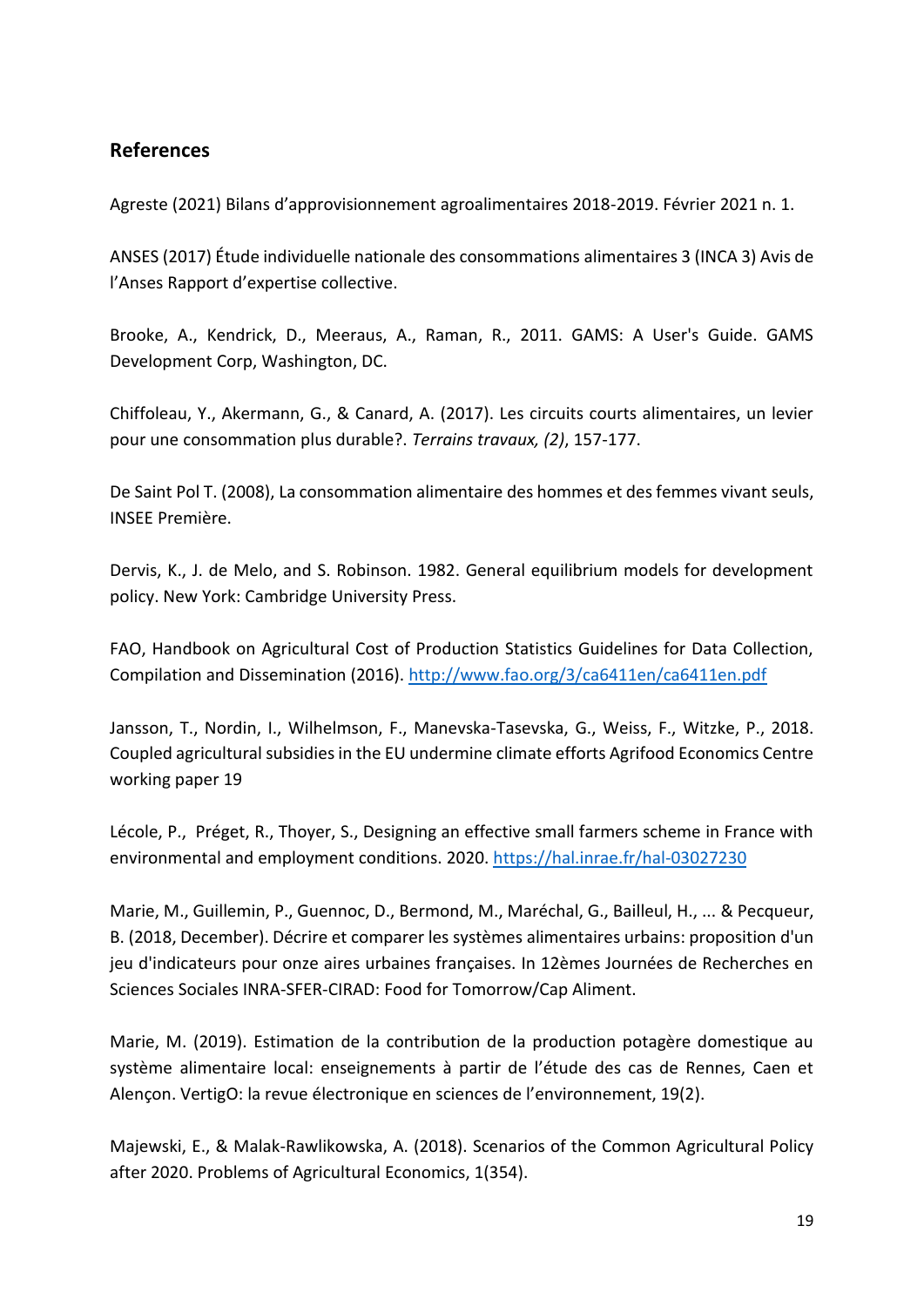## References

Agreste (2021) Bilans d'approvisionnement agroalimentaires 2018-2019. Février 2021 n. 1.

ANSES (2017) Étude individuelle nationale des consommations alimentaires 3 (INCA 3) Avis de l'Anses Rapport d'expertise collective.

Brooke, A., Kendrick, D., Meeraus, A., Raman, R., 2011. GAMS: A User's Guide. GAMS Development Corp, Washington, DC.

Chiffoleau, Y., Akermann, G., & Canard, A. (2017). Les circuits courts alimentaires, un levier pour une consommation plus durable?. *Terrains travaux, (2)*, 157-177.

De Saint Pol T. (2008), La consommation alimentaire des hommes et des femmes vivant seuls, INSEE Première.

Dervis, K., J. de Melo, and S. Robinson. 1982. General equilibrium models for development policy. New York: Cambridge University Press.

FAO, Handbook on Agricultural Cost of Production Statistics Guidelines for Data Collection, Compilation and Dissemination (2016). http://www.fao.org/3/ca6411en/ca6411en.pdf

Jansson, T., Nordin, I., Wilhelmson, F., Manevska-Tasevska, G., Weiss, F., Witzke, P., 2018. Coupled agricultural subsidies in the EU undermine climate efforts Agrifood Economics Centre working paper 19

Lécole, P., Préget, R., Thoyer, S., Designing an effective small farmers scheme in France with environmental and employment conditions. 2020. https://hal.inrae.fr/hal-03027230

Marie, M., Guillemin, P., Guennoc, D., Bermond, M., Maréchal, G., Bailleul, H., ... & Pecqueur, B. (2018, December). Décrire et comparer les systèmes alimentaires urbains: proposition d'un jeu d'indicateurs pour onze aires urbaines françaises. In 12èmes Journées de Recherches en Sciences Sociales INRA-SFER-CIRAD: Food for Tomorrow/Cap Aliment.

Marie, M. (2019). Estimation de la contribution de la production potagère domestique au système alimentaire local: enseignements à partir de l'étude des cas de Rennes, Caen et Alençon. VertigO: la revue électronique en sciences de l'environnement, 19(2).

Majewski, E., & Malak-Rawlikowska, A. (2018). Scenarios of the Common Agricultural Policy after 2020. Problems of Agricultural Economics, 1(354).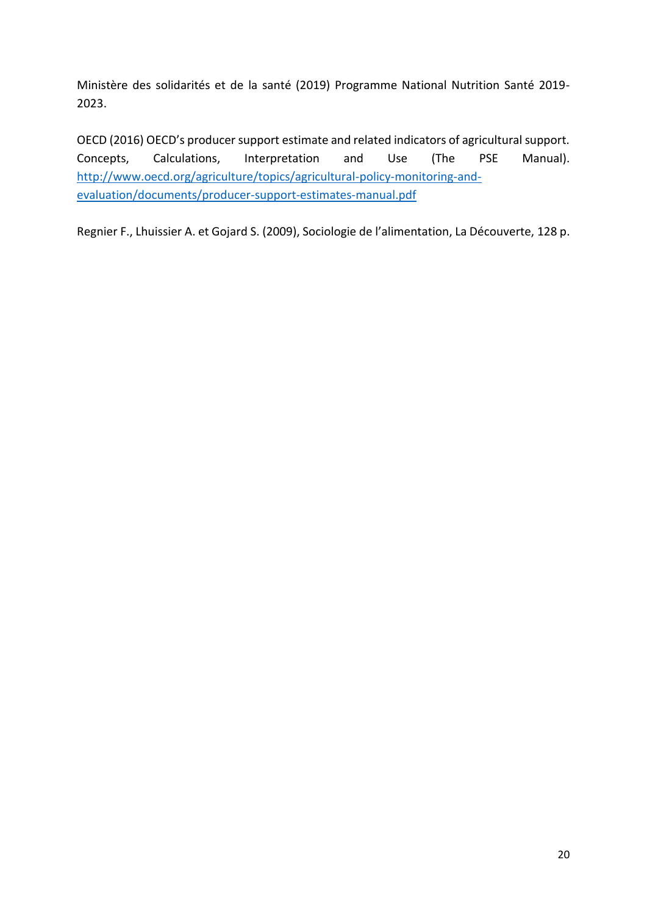Ministère des solidarités et de la santé (2019) Programme National Nutrition Santé 2019-2023.

OECD (2016) OECD's producer support estimate and related indicators of agricultural support. Concepts, Calculations, Interpretation and Use (The PSE Manual). [http://www.oecd.org/agriculture/topics/agricultural-policy-monitoring-and-evaluation/documents/producer-support-estimates-manual.pdf](http://www.oecd.org/agriculture/topics/agricultural-policy-monitoring-and-evaluation/documents/producer-support-estimates-manual.pdf)

Regnier F., Lhuissier A. et Gojard S. (2009), Sociologie de l'alimentation, La Découverte, 128 p.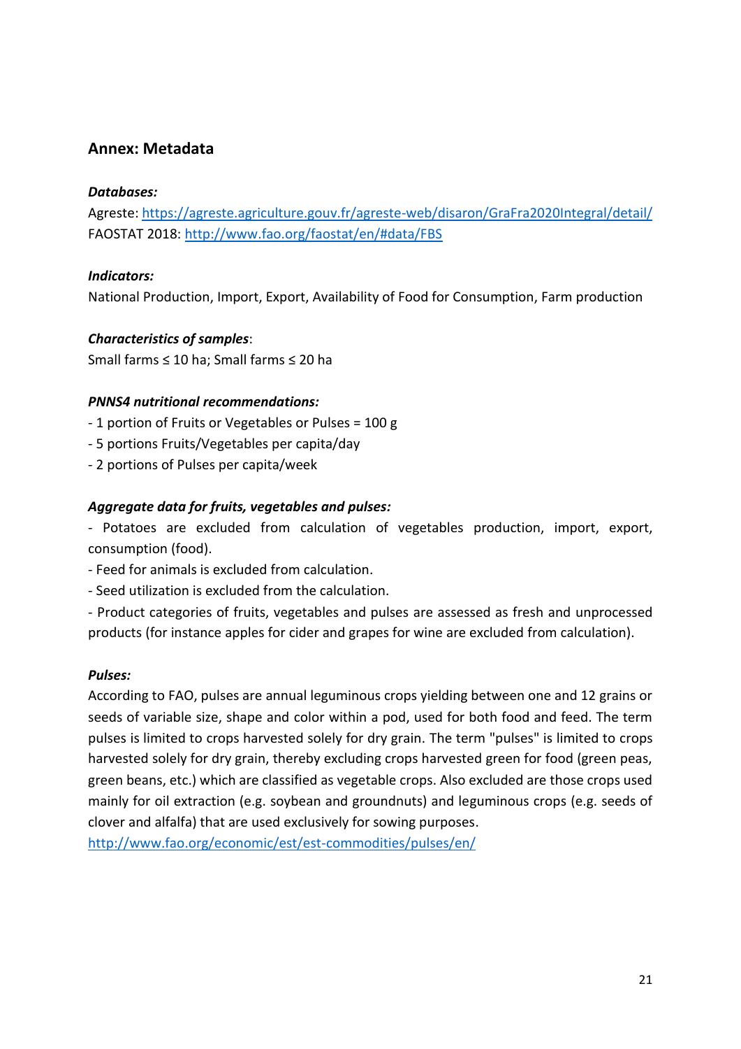## Annex: Metadata

***Databases:***

Agreste: https://agreste.agriculture.gouv.fr/agreste-web/disaron/GraFra2020Integral/detail/
FAOSTAT 2018: http://www.fao.org/faostat/en/#data/FBS

***Indicators:***

National Production, Import, Export, Availability of Food for Consumption, Farm production

***Characteristics of samples***:

Small farms ≤ 10 ha; Small farms ≤ 20 ha

***PNNS4 nutritional recommendations:***

- 1 portion of Fruits or Vegetables or Pulses = 100 g
- 5 portions Fruits/Vegetables per capita/day
- 2 portions of Pulses per capita/week

***Aggregate data for fruits, vegetables and pulses:***

- Potatoes are excluded from calculation of vegetables production, import, export, consumption (food).
- Feed for animals is excluded from calculation.
- Seed utilization is excluded from the calculation.
- Product categories of fruits, vegetables and pulses are assessed as fresh and unprocessed products (for instance apples for cider and grapes for wine are excluded from calculation).

***Pulses:***

According to FAO, pulses are annual leguminous crops yielding between one and 12 grains or seeds of variable size, shape and color within a pod, used for both food and feed. The term pulses is limited to crops harvested solely for dry grain. The term "pulses" is limited to crops harvested solely for dry grain, thereby excluding crops harvested green for food (green peas, green beans, etc.) which are classified as vegetable crops. Also excluded are those crops used mainly for oil extraction (e.g. soybean and groundnuts) and leguminous crops (e.g. seeds of clover and alfalfa) that are used exclusively for sowing purposes.
http://www.fao.org/economic/est/est-commodities/pulses/en/